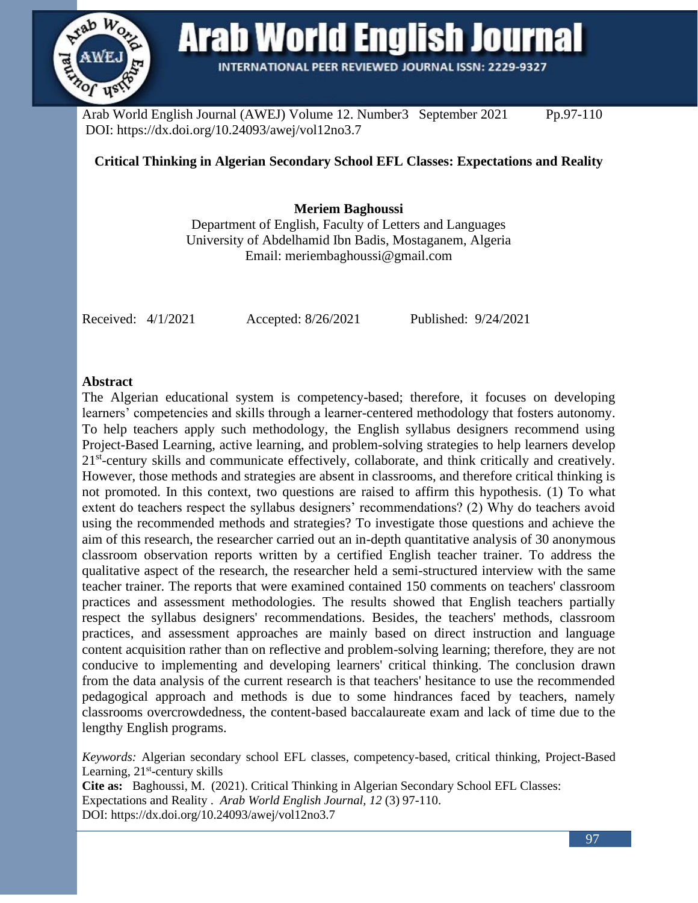Arab World English Journal (AWEJ) Volume 12. Number3 September 2021 Pp.97-110
DOI: https://dx.doi.org/10.24093/awej/vol12no3.7

# Critical Thinking in Algerian Secondary School EFL Classes: Expectations and Reality

**Meriem Baghoussi**
Department of English, Faculty of Letters and Languages
University of Abdelhamid Ibn Badis, Mostaganem, Algeria
Email: meriembaghoussi@gmail.com

Received: 4/1/2021 Accepted: 8/26/2021 Published: 9/24/2021

## Abstract

The Algerian educational system is competency-based; therefore, it focuses on developing learners' competencies and skills through a learner-centered methodology that fosters autonomy. To help teachers apply such methodology, the English syllabus designers recommend using Project-Based Learning, active learning, and problem-solving strategies to help learners develop 21st-century skills and communicate effectively, collaborate, and think critically and creatively. However, those methods and strategies are absent in classrooms, and therefore critical thinking is not promoted. In this context, two questions are raised to affirm this hypothesis. (1) To what extent do teachers respect the syllabus designers' recommendations? (2) Why do teachers avoid using the recommended methods and strategies? To investigate those questions and achieve the aim of this research, the researcher carried out an in-depth quantitative analysis of 30 anonymous classroom observation reports written by a certified English teacher trainer. To address the qualitative aspect of the research, the researcher held a semi-structured interview with the same teacher trainer. The reports that were examined contained 150 comments on teachers' classroom practices and assessment methodologies. The results showed that English teachers partially respect the syllabus designers' recommendations. Besides, the teachers' methods, classroom practices, and assessment approaches are mainly based on direct instruction and language content acquisition rather than on reflective and problem-solving learning; therefore, they are not conducive to implementing and developing learners' critical thinking. The conclusion drawn from the data analysis of the current research is that teachers' hesitance to use the recommended pedagogical approach and methods is due to some hindrances faced by teachers, namely classrooms overcrowdedness, the content-based baccalaureate exam and lack of time due to the lengthy English programs.

*Keywords:* Algerian secondary school EFL classes, competency-based, critical thinking, Project-Based Learning, 21st-century skills

**Cite as:** Baghoussi, M. (2021). Critical Thinking in Algerian Secondary School EFL Classes: Expectations and Reality . *Arab World English Journal, 12* (3) 97-110.
DOI: https://dx.doi.org/10.24093/awej/vol12no3.7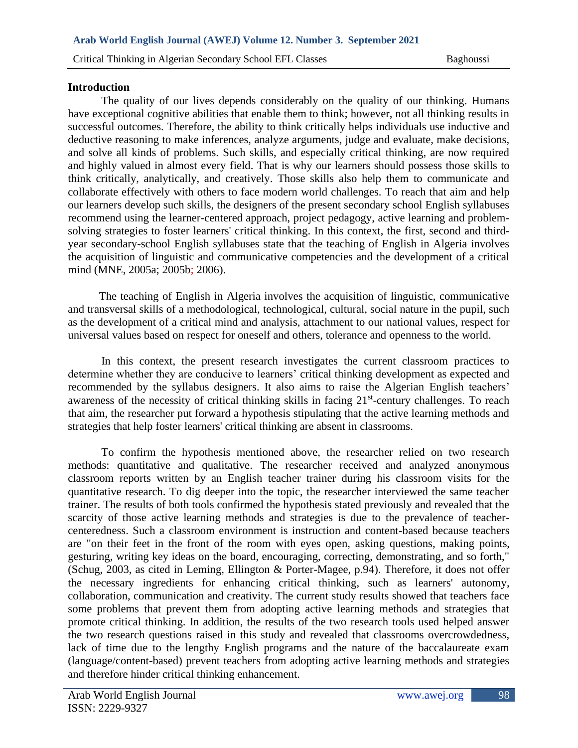## Introduction

The quality of our lives depends considerably on the quality of our thinking. Humans have exceptional cognitive abilities that enable them to think; however, not all thinking results in successful outcomes. Therefore, the ability to think critically helps individuals use inductive and deductive reasoning to make inferences, analyze arguments, judge and evaluate, make decisions, and solve all kinds of problems. Such skills, and especially critical thinking, are now required and highly valued in almost every field. That is why our learners should possess those skills to think critically, analytically, and creatively. Those skills also help them to communicate and collaborate effectively with others to face modern world challenges. To reach that aim and help our learners develop such skills, the designers of the present secondary school English syllabuses recommend using the learner-centered approach, project pedagogy, active learning and problem-solving strategies to foster learners' critical thinking. In this context, the first, second and third-year secondary-school English syllabuses state that the teaching of English in Algeria involves the acquisition of linguistic and communicative competencies and the development of a critical mind (MNE, 2005a; 2005b; 2006).

The teaching of English in Algeria involves the acquisition of linguistic, communicative and transversal skills of a methodological, technological, cultural, social nature in the pupil, such as the development of a critical mind and analysis, attachment to our national values, respect for universal values based on respect for oneself and others, tolerance and openness to the world.

In this context, the present research investigates the current classroom practices to determine whether they are conducive to learners' critical thinking development as expected and recommended by the syllabus designers. It also aims to raise the Algerian English teachers' awareness of the necessity of critical thinking skills in facing 21st-century challenges. To reach that aim, the researcher put forward a hypothesis stipulating that the active learning methods and strategies that help foster learners' critical thinking are absent in classrooms.

To confirm the hypothesis mentioned above, the researcher relied on two research methods: quantitative and qualitative. The researcher received and analyzed anonymous classroom reports written by an English teacher trainer during his classroom visits for the quantitative research. To dig deeper into the topic, the researcher interviewed the same teacher trainer. The results of both tools confirmed the hypothesis stated previously and revealed that the scarcity of those active learning methods and strategies is due to the prevalence of teacher-centeredness. Such a classroom environment is instruction and content-based because teachers are "on their feet in the front of the room with eyes open, asking questions, making points, gesturing, writing key ideas on the board, encouraging, correcting, demonstrating, and so forth," (Schug, 2003, as cited in Leming, Ellington & Porter-Magee, p.94). Therefore, it does not offer the necessary ingredients for enhancing critical thinking, such as learners' autonomy, collaboration, communication and creativity. The current study results showed that teachers face some problems that prevent them from adopting active learning methods and strategies that promote critical thinking. In addition, the results of the two research tools used helped answer the two research questions raised in this study and revealed that classrooms overcrowdedness, lack of time due to the lengthy English programs and the nature of the baccalaureate exam (language/content-based) prevent teachers from adopting active learning methods and strategies and therefore hinder critical thinking enhancement.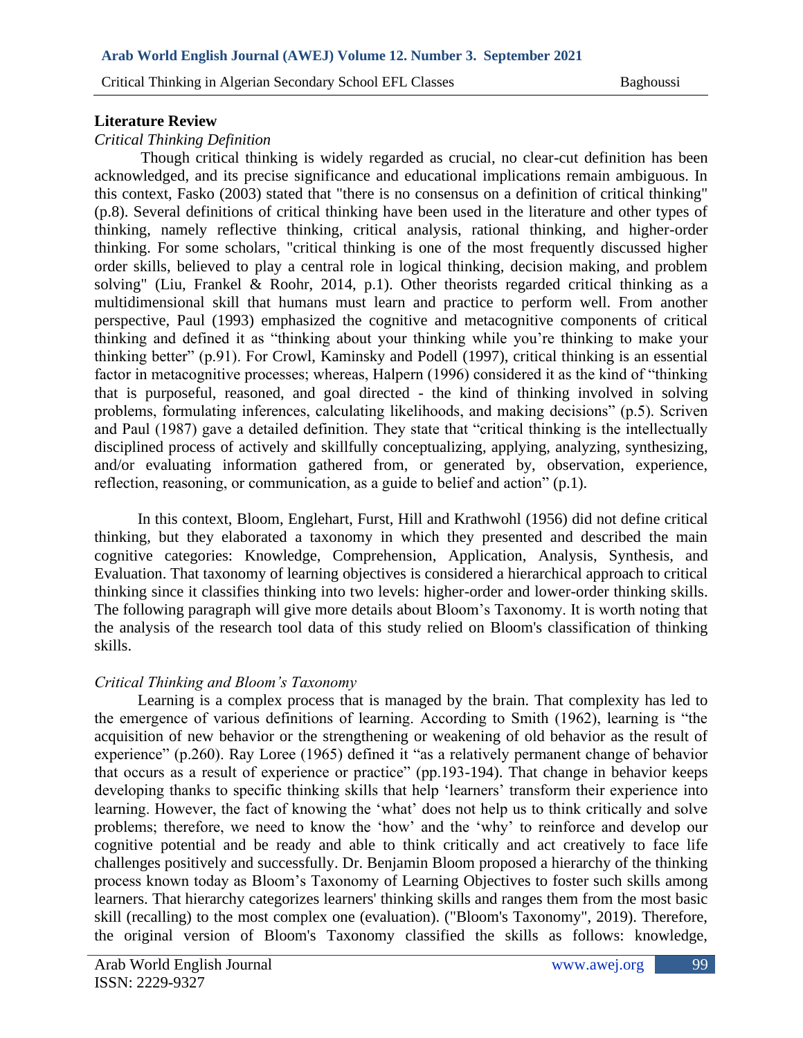## Literature Review

### *Critical Thinking Definition*

Though critical thinking is widely regarded as crucial, no clear-cut definition has been acknowledged, and its precise significance and educational implications remain ambiguous. In this context, Fasko (2003) stated that "there is no consensus on a definition of critical thinking" (p.8). Several definitions of critical thinking have been used in the literature and other types of thinking, namely reflective thinking, critical analysis, rational thinking, and higher-order thinking. For some scholars, "critical thinking is one of the most frequently discussed higher order skills, believed to play a central role in logical thinking, decision making, and problem solving" (Liu, Frankel & Roohr, 2014, p.1). Other theorists regarded critical thinking as a multidimensional skill that humans must learn and practice to perform well. From another perspective, Paul (1993) emphasized the cognitive and metacognitive components of critical thinking and defined it as "thinking about your thinking while you're thinking to make your thinking better" (p.91). For Crowl, Kaminsky and Podell (1997), critical thinking is an essential factor in metacognitive processes; whereas, Halpern (1996) considered it as the kind of "thinking that is purposeful, reasoned, and goal directed - the kind of thinking involved in solving problems, formulating inferences, calculating likelihoods, and making decisions" (p.5). Scriven and Paul (1987) gave a detailed definition. They state that "critical thinking is the intellectually disciplined process of actively and skillfully conceptualizing, applying, analyzing, synthesizing, and/or evaluating information gathered from, or generated by, observation, experience, reflection, reasoning, or communication, as a guide to belief and action" (p.1).

In this context, Bloom, Englehart, Furst, Hill and Krathwohl (1956) did not define critical thinking, but they elaborated a taxonomy in which they presented and described the main cognitive categories: Knowledge, Comprehension, Application, Analysis, Synthesis, and Evaluation. That taxonomy of learning objectives is considered a hierarchical approach to critical thinking since it classifies thinking into two levels: higher-order and lower-order thinking skills. The following paragraph will give more details about Bloom's Taxonomy. It is worth noting that the analysis of the research tool data of this study relied on Bloom's classification of thinking skills.

### *Critical Thinking and Bloom's Taxonomy*

Learning is a complex process that is managed by the brain. That complexity has led to the emergence of various definitions of learning. According to Smith (1962), learning is "the acquisition of new behavior or the strengthening or weakening of old behavior as the result of experience" (p.260). Ray Loree (1965) defined it "as a relatively permanent change of behavior that occurs as a result of experience or practice" (pp.193-194). That change in behavior keeps developing thanks to specific thinking skills that help 'learners' transform their experience into learning. However, the fact of knowing the 'what' does not help us to think critically and solve problems; therefore, we need to know the 'how' and the 'why' to reinforce and develop our cognitive potential and be ready and able to think critically and act creatively to face life challenges positively and successfully. Dr. Benjamin Bloom proposed a hierarchy of the thinking process known today as Bloom's Taxonomy of Learning Objectives to foster such skills among learners. That hierarchy categorizes learners' thinking skills and ranges them from the most basic skill (recalling) to the most complex one (evaluation). ("Bloom's Taxonomy", 2019). Therefore, the original version of Bloom's Taxonomy classified the skills as follows: knowledge,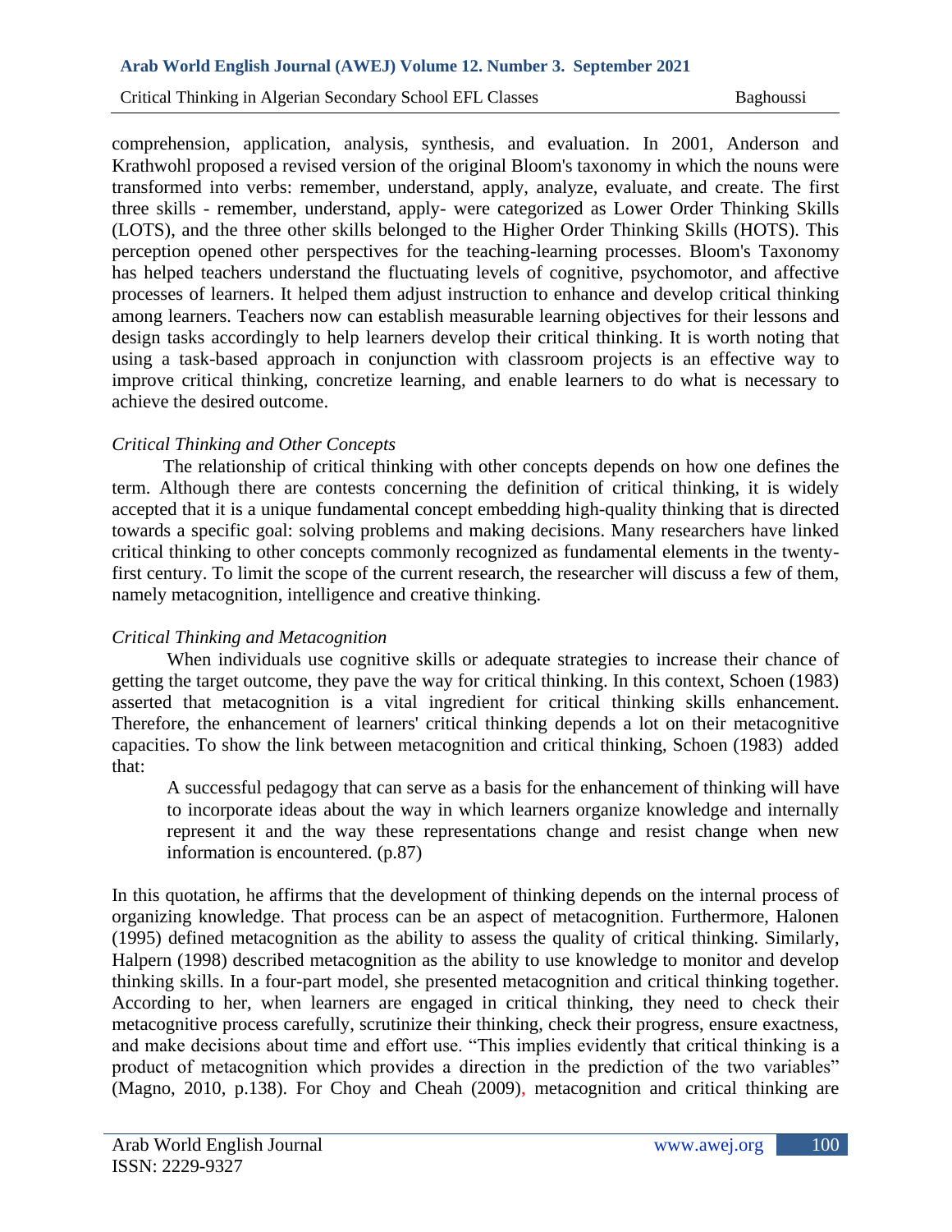comprehension, application, analysis, synthesis, and evaluation. In 2001, Anderson and Krathwohl proposed a revised version of the original Bloom's taxonomy in which the nouns were transformed into verbs: remember, understand, apply, analyze, evaluate, and create. The first three skills - remember, understand, apply- were categorized as Lower Order Thinking Skills (LOTS), and the three other skills belonged to the Higher Order Thinking Skills (HOTS). This perception opened other perspectives for the teaching-learning processes. Bloom's Taxonomy has helped teachers understand the fluctuating levels of cognitive, psychomotor, and affective processes of learners. It helped them adjust instruction to enhance and develop critical thinking among learners. Teachers now can establish measurable learning objectives for their lessons and design tasks accordingly to help learners develop their critical thinking. It is worth noting that using a task-based approach in conjunction with classroom projects is an effective way to improve critical thinking, concretize learning, and enable learners to do what is necessary to achieve the desired outcome.

### *Critical Thinking and Other Concepts*

The relationship of critical thinking with other concepts depends on how one defines the term. Although there are contests concerning the definition of critical thinking, it is widely accepted that it is a unique fundamental concept embedding high-quality thinking that is directed towards a specific goal: solving problems and making decisions. Many researchers have linked critical thinking to other concepts commonly recognized as fundamental elements in the twenty-first century. To limit the scope of the current research, the researcher will discuss a few of them, namely metacognition, intelligence and creative thinking.

### *Critical Thinking and Metacognition*

When individuals use cognitive skills or adequate strategies to increase their chance of getting the target outcome, they pave the way for critical thinking. In this context, Schoen (1983) asserted that metacognition is a vital ingredient for critical thinking skills enhancement. Therefore, the enhancement of learners' critical thinking depends a lot on their metacognitive capacities. To show the link between metacognition and critical thinking, Schoen (1983) added that:

> A successful pedagogy that can serve as a basis for the enhancement of thinking will have to incorporate ideas about the way in which learners organize knowledge and internally represent it and the way these representations change and resist change when new information is encountered. (p.87)

In this quotation, he affirms that the development of thinking depends on the internal process of organizing knowledge. That process can be an aspect of metacognition. Furthermore, Halonen (1995) defined metacognition as the ability to assess the quality of critical thinking. Similarly, Halpern (1998) described metacognition as the ability to use knowledge to monitor and develop thinking skills. In a four-part model, she presented metacognition and critical thinking together. According to her, when learners are engaged in critical thinking, they need to check their metacognitive process carefully, scrutinize their thinking, check their progress, ensure exactness, and make decisions about time and effort use. "This implies evidently that critical thinking is a product of metacognition which provides a direction in the prediction of the two variables" (Magno, 2010, p.138). For Choy and Cheah (2009), metacognition and critical thinking are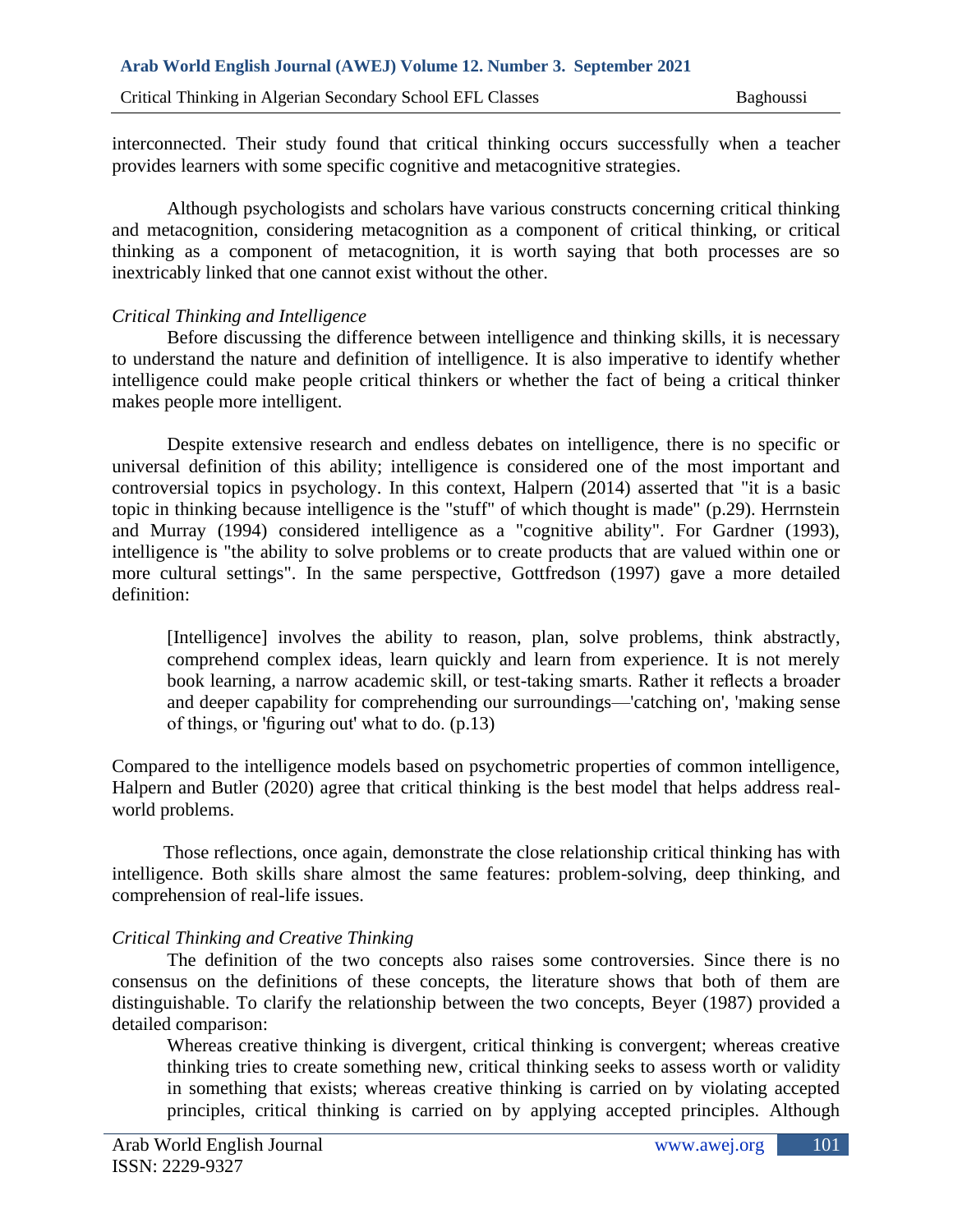interconnected. Their study found that critical thinking occurs successfully when a teacher provides learners with some specific cognitive and metacognitive strategies.

Although psychologists and scholars have various constructs concerning critical thinking and metacognition, considering metacognition as a component of critical thinking, or critical thinking as a component of metacognition, it is worth saying that both processes are so inextricably linked that one cannot exist without the other.

*Critical Thinking and Intelligence*

Before discussing the difference between intelligence and thinking skills, it is necessary to understand the nature and definition of intelligence. It is also imperative to identify whether intelligence could make people critical thinkers or whether the fact of being a critical thinker makes people more intelligent.

Despite extensive research and endless debates on intelligence, there is no specific or universal definition of this ability; intelligence is considered one of the most important and controversial topics in psychology. In this context, Halpern (2014) asserted that "it is a basic topic in thinking because intelligence is the "stuff" of which thought is made" (p.29). Herrnstein and Murray (1994) considered intelligence as a "cognitive ability". For Gardner (1993), intelligence is "the ability to solve problems or to create products that are valued within one or more cultural settings". In the same perspective, Gottfredson (1997) gave a more detailed definition:

> [Intelligence] involves the ability to reason, plan, solve problems, think abstractly, comprehend complex ideas, learn quickly and learn from experience. It is not merely book learning, a narrow academic skill, or test-taking smarts. Rather it reflects a broader and deeper capability for comprehending our surroundings—'catching on', 'making sense of things, or 'figuring out' what to do. (p.13)

Compared to the intelligence models based on psychometric properties of common intelligence, Halpern and Butler (2020) agree that critical thinking is the best model that helps address real-world problems.

Those reflections, once again, demonstrate the close relationship critical thinking has with intelligence. Both skills share almost the same features: problem-solving, deep thinking, and comprehension of real-life issues.

*Critical Thinking and Creative Thinking*

The definition of the two concepts also raises some controversies. Since there is no consensus on the definitions of these concepts, the literature shows that both of them are distinguishable. To clarify the relationship between the two concepts, Beyer (1987) provided a detailed comparison:

> Whereas creative thinking is divergent, critical thinking is convergent; whereas creative thinking tries to create something new, critical thinking seeks to assess worth or validity in something that exists; whereas creative thinking is carried on by violating accepted principles, critical thinking is carried on by applying accepted principles. Although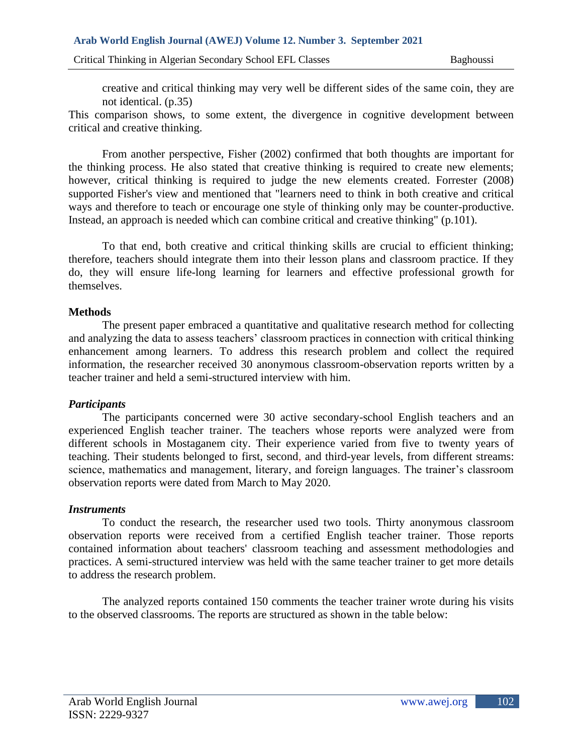creative and critical thinking may very well be different sides of the same coin, they are not identical. (p.35)

This comparison shows, to some extent, the divergence in cognitive development between critical and creative thinking.

From another perspective, Fisher (2002) confirmed that both thoughts are important for the thinking process. He also stated that creative thinking is required to create new elements; however, critical thinking is required to judge the new elements created. Forrester (2008) supported Fisher's view and mentioned that "learners need to think in both creative and critical ways and therefore to teach or encourage one style of thinking only may be counter-productive. Instead, an approach is needed which can combine critical and creative thinking" (p.101).

To that end, both creative and critical thinking skills are crucial to efficient thinking; therefore, teachers should integrate them into their lesson plans and classroom practice. If they do, they will ensure life-long learning for learners and effective professional growth for themselves.

**Methods**

The present paper embraced a quantitative and qualitative research method for collecting and analyzing the data to assess teachers' classroom practices in connection with critical thinking enhancement among learners. To address this research problem and collect the required information, the researcher received 30 anonymous classroom-observation reports written by a teacher trainer and held a semi-structured interview with him.

***Participants***

The participants concerned were 30 active secondary-school English teachers and an experienced English teacher trainer. The teachers whose reports were analyzed were from different schools in Mostaganem city. Their experience varied from five to twenty years of teaching. Their students belonged to first, second, and third-year levels, from different streams: science, mathematics and management, literary, and foreign languages. The trainer's classroom observation reports were dated from March to May 2020.

***Instruments***

To conduct the research, the researcher used two tools. Thirty anonymous classroom observation reports were received from a certified English teacher trainer. Those reports contained information about teachers' classroom teaching and assessment methodologies and practices. A semi-structured interview was held with the same teacher trainer to get more details to address the research problem.

The analyzed reports contained 150 comments the teacher trainer wrote during his visits to the observed classrooms. The reports are structured as shown in the table below: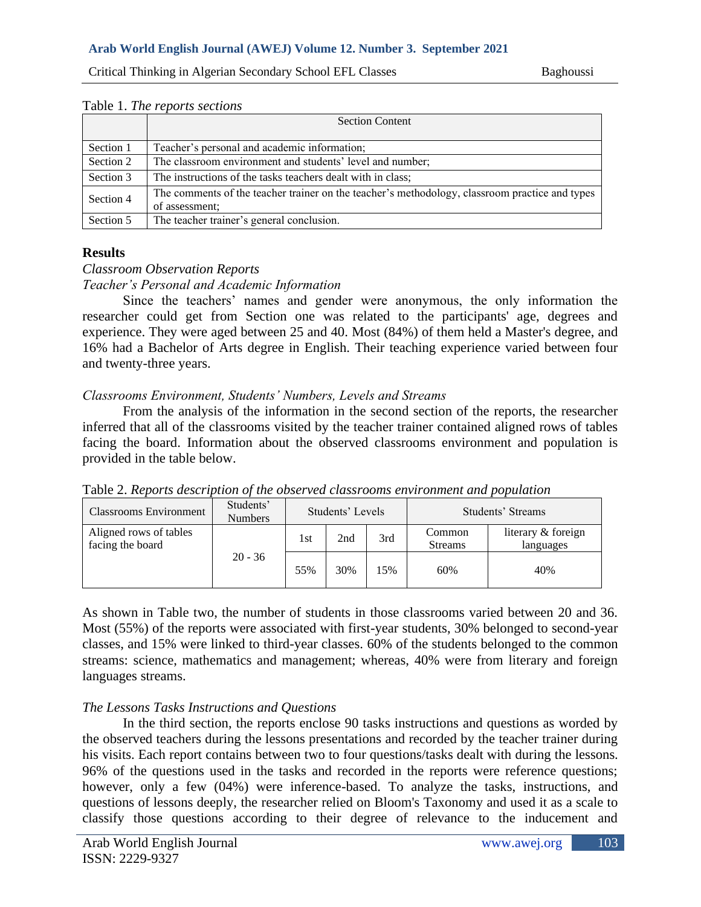Table 1. *The reports sections*

| | Section Content |
|---|---|
| Section 1 | Teacher's personal and academic information; |
| Section 2 | The classroom environment and students' level and number; |
| Section 3 | The instructions of the tasks teachers dealt with in class; |
| Section 4 | The comments of the teacher trainer on the teacher's methodology, classroom practice and types of assessment; |
| Section 5 | The teacher trainer's general conclusion. |

## Results

### *Classroom Observation Reports*

#### *Teacher's Personal and Academic Information*

Since the teachers' names and gender were anonymous, the only information the researcher could get from Section one was related to the participants' age, degrees and experience. They were aged between 25 and 40. Most (84%) of them held a Master's degree, and 16% had a Bachelor of Arts degree in English. Their teaching experience varied between four and twenty-three years.

#### *Classrooms Environment, Students' Numbers, Levels and Streams*

From the analysis of the information in the second section of the reports, the researcher inferred that all of the classrooms visited by the teacher trainer contained aligned rows of tables facing the board. Information about the observed classrooms environment and population is provided in the table below.

Table 2. *Reports description of the observed classrooms environment and population*

| Classrooms Environment | Students' Numbers | Students' Levels | | | Students' Streams | |
|---|---|---|---|---|---|---|
| Aligned rows of tables facing the board | 20 - 36 | 1st | 2nd | 3rd | Common Streams | literary & foreign languages |
| | | 55% | 30% | 15% | 60% | 40% |

As shown in Table two, the number of students in those classrooms varied between 20 and 36. Most (55%) of the reports were associated with first-year students, 30% belonged to second-year classes, and 15% were linked to third-year classes. 60% of the students belonged to the common streams: science, mathematics and management; whereas, 40% were from literary and foreign languages streams.

#### *The Lessons Tasks Instructions and Questions*

In the third section, the reports enclose 90 tasks instructions and questions as worded by the observed teachers during the lessons presentations and recorded by the teacher trainer during his visits. Each report contains between two to four questions/tasks dealt with during the lessons. 96% of the questions used in the tasks and recorded in the reports were reference questions; however, only a few (04%) were inference-based. To analyze the tasks, instructions, and questions of lessons deeply, the researcher relied on Bloom's Taxonomy and used it as a scale to classify those questions according to their degree of relevance to the inducement and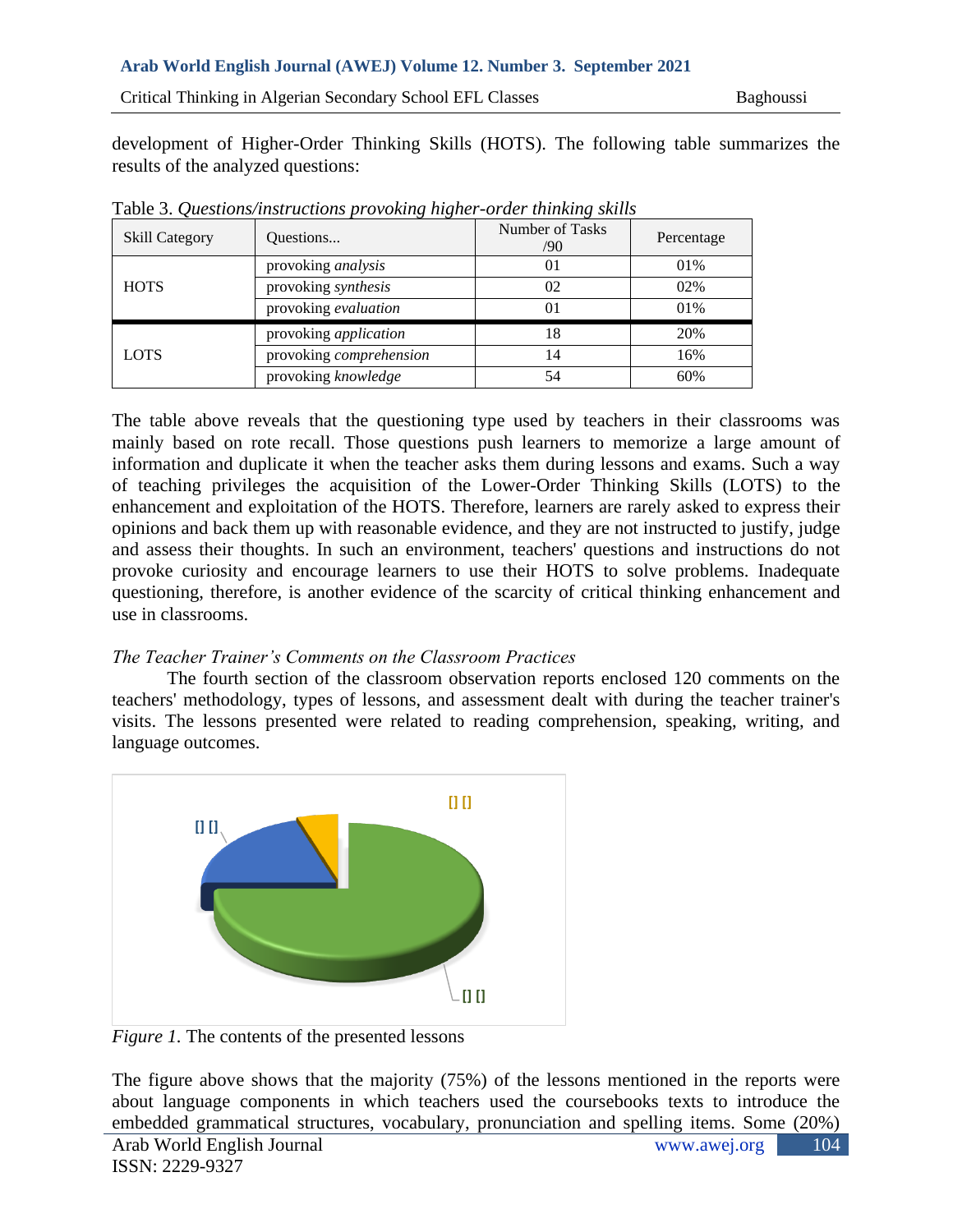development of Higher-Order Thinking Skills (HOTS). The following table summarizes the results of the analyzed questions:

Table 3. *Questions/instructions provoking higher-order thinking skills*

| Skill Category | Questions... | Number of Tasks /90 | Percentage |
|---|---|---|---|
| HOTS | provoking *analysis* | 01 | 01% |
| | provoking *synthesis* | 02 | 02% |
| | provoking *evaluation* | 01 | 01% |
| LOTS | provoking *application* | 18 | 20% |
| | provoking *comprehension* | 14 | 16% |
| | provoking *knowledge* | 54 | 60% |

The table above reveals that the questioning type used by teachers in their classrooms was mainly based on rote recall. Those questions push learners to memorize a large amount of information and duplicate it when the teacher asks them during lessons and exams. Such a way of teaching privileges the acquisition of the Lower-Order Thinking Skills (LOTS) to the enhancement and exploitation of the HOTS. Therefore, learners are rarely asked to express their opinions and back them up with reasonable evidence, and they are not instructed to justify, judge and assess their thoughts. In such an environment, teachers' questions and instructions do not provoke curiosity and encourage learners to use their HOTS to solve problems. Inadequate questioning, therefore, is another evidence of the scarcity of critical thinking enhancement and use in classrooms.

*The Teacher Trainer's Comments on the Classroom Practices*

The fourth section of the classroom observation reports enclosed 120 comments on the teachers' methodology, types of lessons, and assessment dealt with during the teacher trainer's visits. The lessons presented were related to reading comprehension, speaking, writing, and language outcomes.

*Figure 1.* The contents of the presented lessons

The figure above shows that the majority (75%) of the lessons mentioned in the reports were about language components in which teachers used the coursebooks texts to introduce the embedded grammatical structures, vocabulary, pronunciation and spelling items. Some (20%)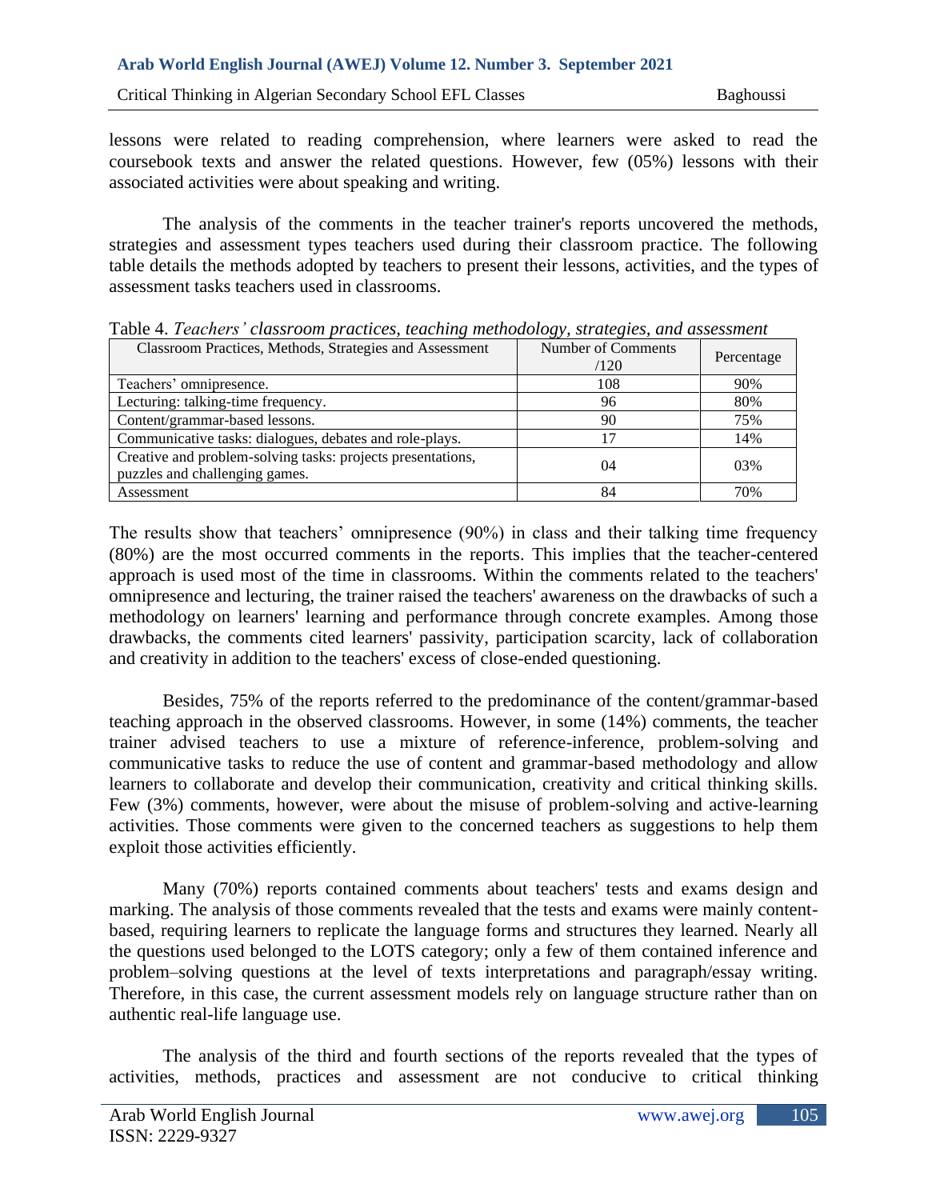lessons were related to reading comprehension, where learners were asked to read the coursebook texts and answer the related questions. However, few (05%) lessons with their associated activities were about speaking and writing.

The analysis of the comments in the teacher trainer's reports uncovered the methods, strategies and assessment types teachers used during their classroom practice. The following table details the methods adopted by teachers to present their lessons, activities, and the types of assessment tasks teachers used in classrooms.

Table 4. *Teachers' classroom practices, teaching methodology, strategies, and assessment*

| Classroom Practices, Methods, Strategies and Assessment | Number of Comments /120 | Percentage |
|---|---|---|
| Teachers' omnipresence. | 108 | 90% |
| Lecturing: talking-time frequency. | 96 | 80% |
| Content/grammar-based lessons. | 90 | 75% |
| Communicative tasks: dialogues, debates and role-plays. | 17 | 14% |
| Creative and problem-solving tasks: projects presentations, puzzles and challenging games. | 04 | 03% |
| Assessment | 84 | 70% |

The results show that teachers' omnipresence (90%) in class and their talking time frequency (80%) are the most occurred comments in the reports. This implies that the teacher-centered approach is used most of the time in classrooms. Within the comments related to the teachers' omnipresence and lecturing, the trainer raised the teachers' awareness on the drawbacks of such a methodology on learners' learning and performance through concrete examples. Among those drawbacks, the comments cited learners' passivity, participation scarcity, lack of collaboration and creativity in addition to the teachers' excess of close-ended questioning.

Besides, 75% of the reports referred to the predominance of the content/grammar-based teaching approach in the observed classrooms. However, in some (14%) comments, the teacher trainer advised teachers to use a mixture of reference-inference, problem-solving and communicative tasks to reduce the use of content and grammar-based methodology and allow learners to collaborate and develop their communication, creativity and critical thinking skills. Few (3%) comments, however, were about the misuse of problem-solving and active-learning activities. Those comments were given to the concerned teachers as suggestions to help them exploit those activities efficiently.

Many (70%) reports contained comments about teachers' tests and exams design and marking. The analysis of those comments revealed that the tests and exams were mainly content-based, requiring learners to replicate the language forms and structures they learned. Nearly all the questions used belonged to the LOTS category; only a few of them contained inference and problem–solving questions at the level of texts interpretations and paragraph/essay writing. Therefore, in this case, the current assessment models rely on language structure rather than on authentic real-life language use.

The analysis of the third and fourth sections of the reports revealed that the types of activities, methods, practices and assessment are not conducive to critical thinking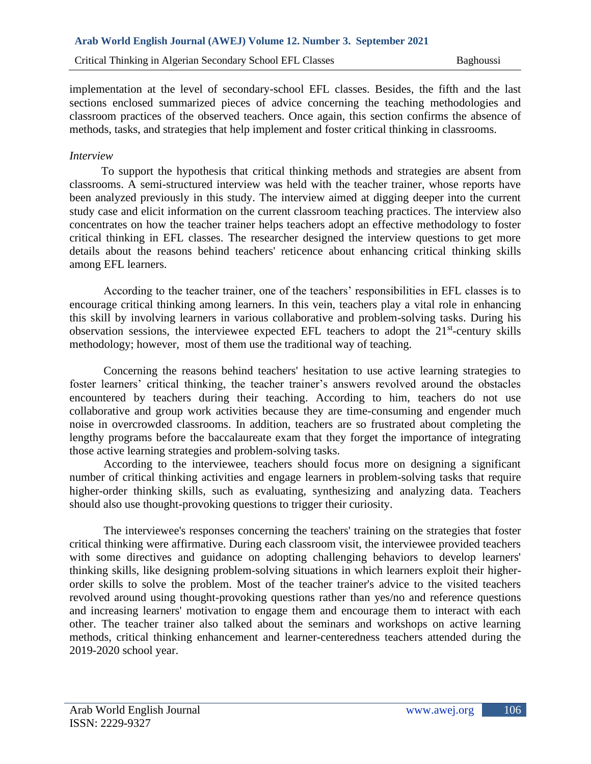implementation at the level of secondary-school EFL classes. Besides, the fifth and the last sections enclosed summarized pieces of advice concerning the teaching methodologies and classroom practices of the observed teachers. Once again, this section confirms the absence of methods, tasks, and strategies that help implement and foster critical thinking in classrooms.

*Interview*

To support the hypothesis that critical thinking methods and strategies are absent from classrooms. A semi-structured interview was held with the teacher trainer, whose reports have been analyzed previously in this study. The interview aimed at digging deeper into the current study case and elicit information on the current classroom teaching practices. The interview also concentrates on how the teacher trainer helps teachers adopt an effective methodology to foster critical thinking in EFL classes. The researcher designed the interview questions to get more details about the reasons behind teachers' reticence about enhancing critical thinking skills among EFL learners.

According to the teacher trainer, one of the teachers' responsibilities in EFL classes is to encourage critical thinking among learners. In this vein, teachers play a vital role in enhancing this skill by involving learners in various collaborative and problem-solving tasks. During his observation sessions, the interviewee expected EFL teachers to adopt the 21st-century skills methodology; however, most of them use the traditional way of teaching.

Concerning the reasons behind teachers' hesitation to use active learning strategies to foster learners' critical thinking, the teacher trainer's answers revolved around the obstacles encountered by teachers during their teaching. According to him, teachers do not use collaborative and group work activities because they are time-consuming and engender much noise in overcrowded classrooms. In addition, teachers are so frustrated about completing the lengthy programs before the baccalaureate exam that they forget the importance of integrating those active learning strategies and problem-solving tasks.

According to the interviewee, teachers should focus more on designing a significant number of critical thinking activities and engage learners in problem-solving tasks that require higher-order thinking skills, such as evaluating, synthesizing and analyzing data. Teachers should also use thought-provoking questions to trigger their curiosity.

The interviewee's responses concerning the teachers' training on the strategies that foster critical thinking were affirmative. During each classroom visit, the interviewee provided teachers with some directives and guidance on adopting challenging behaviors to develop learners' thinking skills, like designing problem-solving situations in which learners exploit their higher-order skills to solve the problem. Most of the teacher trainer's advice to the visited teachers revolved around using thought-provoking questions rather than yes/no and reference questions and increasing learners' motivation to engage them and encourage them to interact with each other. The teacher trainer also talked about the seminars and workshops on active learning methods, critical thinking enhancement and learner-centeredness teachers attended during the 2019-2020 school year.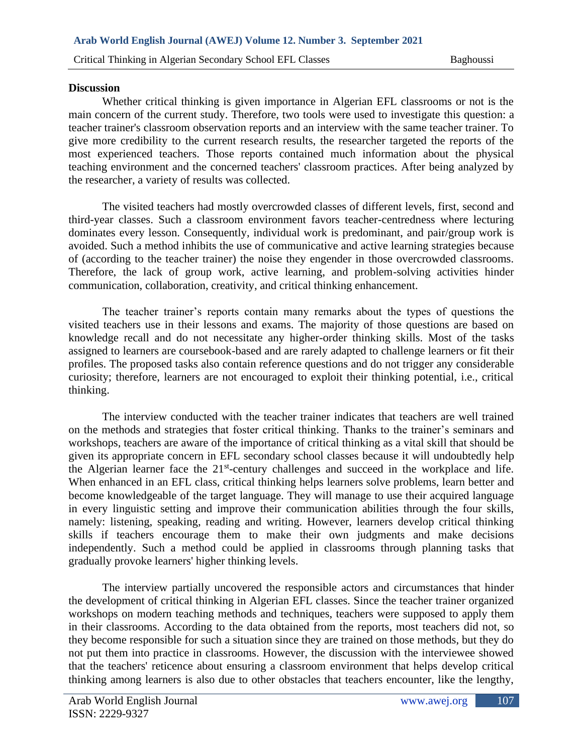## Discussion

Whether critical thinking is given importance in Algerian EFL classrooms or not is the main concern of the current study. Therefore, two tools were used to investigate this question: a teacher trainer's classroom observation reports and an interview with the same teacher trainer. To give more credibility to the current research results, the researcher targeted the reports of the most experienced teachers. Those reports contained much information about the physical teaching environment and the concerned teachers' classroom practices. After being analyzed by the researcher, a variety of results was collected.

The visited teachers had mostly overcrowded classes of different levels, first, second and third-year classes. Such a classroom environment favors teacher-centredness where lecturing dominates every lesson. Consequently, individual work is predominant, and pair/group work is avoided. Such a method inhibits the use of communicative and active learning strategies because of (according to the teacher trainer) the noise they engender in those overcrowded classrooms. Therefore, the lack of group work, active learning, and problem-solving activities hinder communication, collaboration, creativity, and critical thinking enhancement.

The teacher trainer's reports contain many remarks about the types of questions the visited teachers use in their lessons and exams. The majority of those questions are based on knowledge recall and do not necessitate any higher-order thinking skills. Most of the tasks assigned to learners are coursebook-based and are rarely adapted to challenge learners or fit their profiles. The proposed tasks also contain reference questions and do not trigger any considerable curiosity; therefore, learners are not encouraged to exploit their thinking potential, i.e., critical thinking.

The interview conducted with the teacher trainer indicates that teachers are well trained on the methods and strategies that foster critical thinking. Thanks to the trainer's seminars and workshops, teachers are aware of the importance of critical thinking as a vital skill that should be given its appropriate concern in EFL secondary school classes because it will undoubtedly help the Algerian learner face the 21st-century challenges and succeed in the workplace and life. When enhanced in an EFL class, critical thinking helps learners solve problems, learn better and become knowledgeable of the target language. They will manage to use their acquired language in every linguistic setting and improve their communication abilities through the four skills, namely: listening, speaking, reading and writing. However, learners develop critical thinking skills if teachers encourage them to make their own judgments and make decisions independently. Such a method could be applied in classrooms through planning tasks that gradually provoke learners' higher thinking levels.

The interview partially uncovered the responsible actors and circumstances that hinder the development of critical thinking in Algerian EFL classes. Since the teacher trainer organized workshops on modern teaching methods and techniques, teachers were supposed to apply them in their classrooms. According to the data obtained from the reports, most teachers did not, so they become responsible for such a situation since they are trained on those methods, but they do not put them into practice in classrooms. However, the discussion with the interviewee showed that the teachers' reticence about ensuring a classroom environment that helps develop critical thinking among learners is also due to other obstacles that teachers encounter, like the lengthy,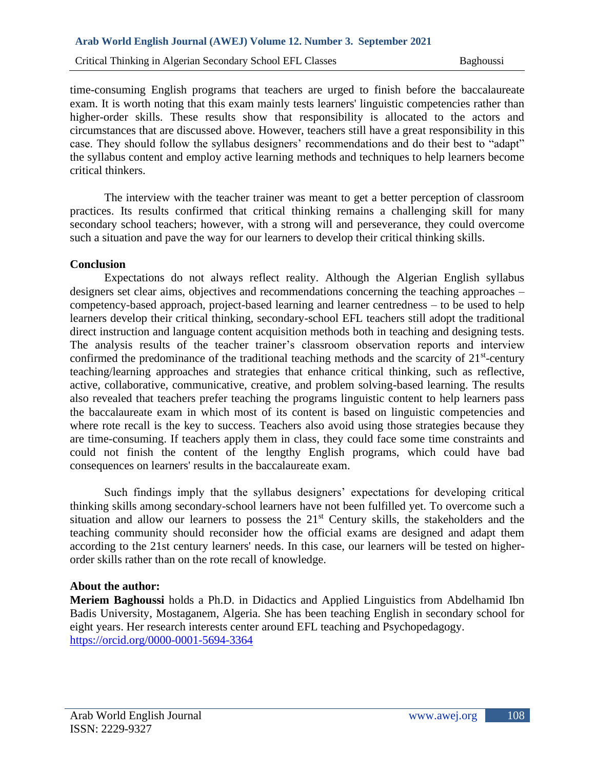time-consuming English programs that teachers are urged to finish before the baccalaureate exam. It is worth noting that this exam mainly tests learners' linguistic competencies rather than higher-order skills. These results show that responsibility is allocated to the actors and circumstances that are discussed above. However, teachers still have a great responsibility in this case. They should follow the syllabus designers' recommendations and do their best to "adapt" the syllabus content and employ active learning methods and techniques to help learners become critical thinkers.

The interview with the teacher trainer was meant to get a better perception of classroom practices. Its results confirmed that critical thinking remains a challenging skill for many secondary school teachers; however, with a strong will and perseverance, they could overcome such a situation and pave the way for our learners to develop their critical thinking skills.

## Conclusion

Expectations do not always reflect reality. Although the Algerian English syllabus designers set clear aims, objectives and recommendations concerning the teaching approaches – competency-based approach, project-based learning and learner centredness – to be used to help learners develop their critical thinking, secondary-school EFL teachers still adopt the traditional direct instruction and language content acquisition methods both in teaching and designing tests. The analysis results of the teacher trainer's classroom observation reports and interview confirmed the predominance of the traditional teaching methods and the scarcity of 21st-century teaching/learning approaches and strategies that enhance critical thinking, such as reflective, active, collaborative, communicative, creative, and problem solving-based learning. The results also revealed that teachers prefer teaching the programs linguistic content to help learners pass the baccalaureate exam in which most of its content is based on linguistic competencies and where rote recall is the key to success. Teachers also avoid using those strategies because they are time-consuming. If teachers apply them in class, they could face some time constraints and could not finish the content of the lengthy English programs, which could have bad consequences on learners' results in the baccalaureate exam.

Such findings imply that the syllabus designers' expectations for developing critical thinking skills among secondary-school learners have not been fulfilled yet. To overcome such a situation and allow our learners to possess the 21st Century skills, the stakeholders and the teaching community should reconsider how the official exams are designed and adapt them according to the 21st century learners' needs. In this case, our learners will be tested on higher-order skills rather than on the rote recall of knowledge.

## About the author:

**Meriem Baghoussi** holds a Ph.D. in Didactics and Applied Linguistics from Abdelhamid Ibn Badis University, Mostaganem, Algeria. She has been teaching English in secondary school for eight years. Her research interests center around EFL teaching and Psychopedagogy.
https://orcid.org/0000-0001-5694-3364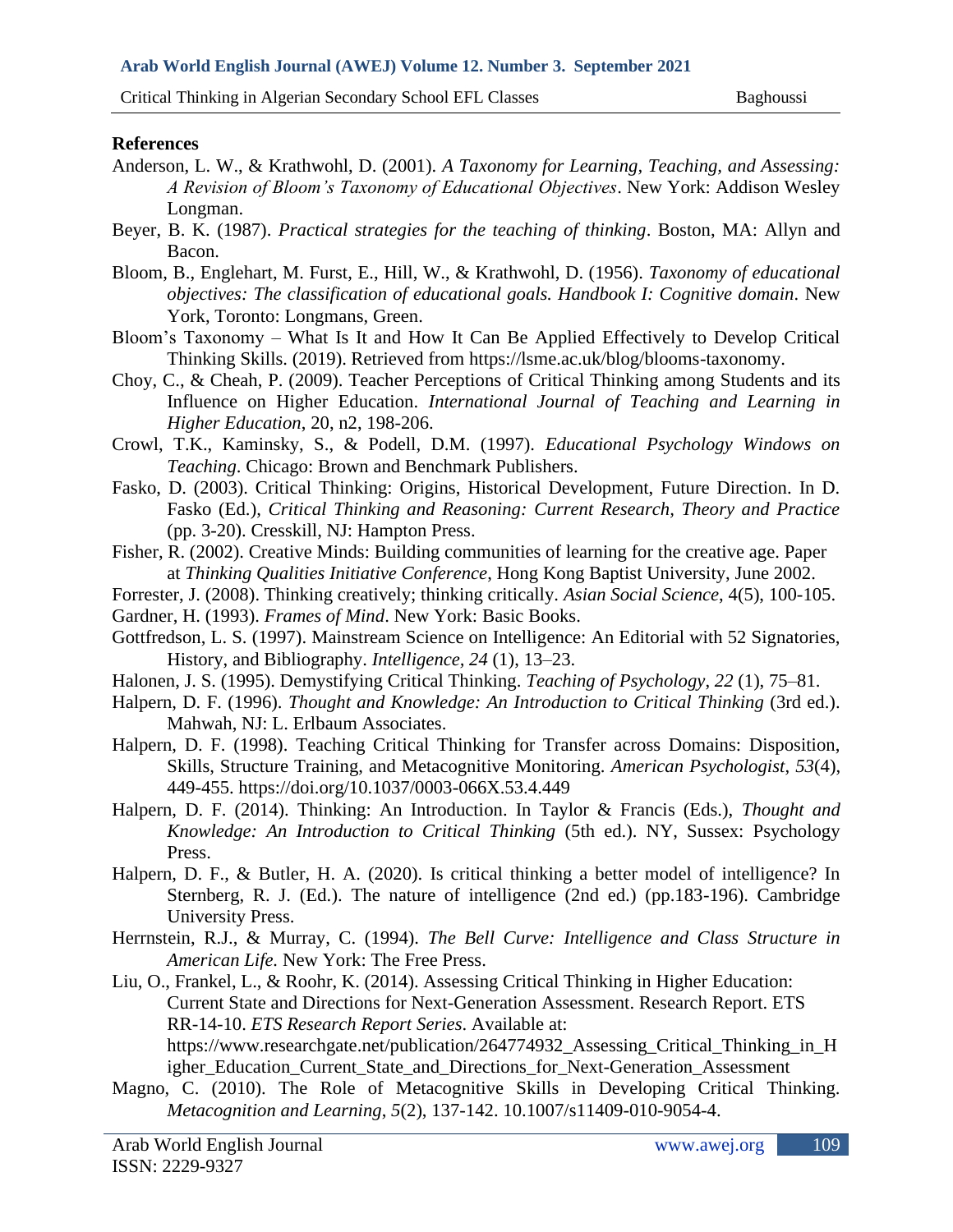## References

Anderson, L. W., & Krathwohl, D. (2001). *A Taxonomy for Learning, Teaching, and Assessing: A Revision of Bloom's Taxonomy of Educational Objectives*. New York: Addison Wesley Longman.

Beyer, B. K. (1987). *Practical strategies for the teaching of thinking*. Boston, MA: Allyn and Bacon.

Bloom, B., Englehart, M. Furst, E., Hill, W., & Krathwohl, D. (1956). *Taxonomy of educational objectives: The classification of educational goals. Handbook I: Cognitive domain*. New York, Toronto: Longmans, Green.

Bloom's Taxonomy – What Is It and How It Can Be Applied Effectively to Develop Critical Thinking Skills. (2019). Retrieved from https://lsme.ac.uk/blog/blooms-taxonomy.

Choy, C., & Cheah, P. (2009). Teacher Perceptions of Critical Thinking among Students and its Influence on Higher Education. *International Journal of Teaching and Learning in Higher Education*, 20, n2, 198-206.

Crowl, T.K., Kaminsky, S., & Podell, D.M. (1997). *Educational Psychology Windows on Teaching*. Chicago: Brown and Benchmark Publishers.

Fasko, D. (2003). Critical Thinking: Origins, Historical Development, Future Direction. In D. Fasko (Ed.), *Critical Thinking and Reasoning: Current Research, Theory and Practice* (pp. 3-20). Cresskill, NJ: Hampton Press.

Fisher, R. (2002). Creative Minds: Building communities of learning for the creative age. Paper at *Thinking Qualities Initiative Conference*, Hong Kong Baptist University, June 2002.

Forrester, J. (2008). Thinking creatively; thinking critically. *Asian Social Science*, 4(5), 100-105.

Gardner, H. (1993). *Frames of Mind*. New York: Basic Books.

Gottfredson, L. S. (1997). Mainstream Science on Intelligence: An Editorial with 52 Signatories, History, and Bibliography. *Intelligence*, *24* (1), 13–23.

Halonen, J. S. (1995). Demystifying Critical Thinking. *Teaching of Psychology*, *22* (1), 75–81.

Halpern, D. F. (1996). *Thought and Knowledge: An Introduction to Critical Thinking* (3rd ed.). Mahwah, NJ: L. Erlbaum Associates.

Halpern, D. F. (1998). Teaching Critical Thinking for Transfer across Domains: Disposition, Skills, Structure Training, and Metacognitive Monitoring. *American Psychologist*, *53*(4), 449-455. https://doi.org/10.1037/0003-066X.53.4.449

Halpern, D. F. (2014). Thinking: An Introduction. In Taylor & Francis (Eds.), *Thought and Knowledge: An Introduction to Critical Thinking* (5th ed.). NY, Sussex: Psychology Press.

Halpern, D. F., & Butler, H. A. (2020). Is critical thinking a better model of intelligence? In Sternberg, R. J. (Ed.). The nature of intelligence (2nd ed.) (pp.183-196). Cambridge University Press.

Herrnstein, R.J., & Murray, C. (1994). *The Bell Curve: Intelligence and Class Structure in American Life.* New York: The Free Press.

Liu, O., Frankel, L., & Roohr, K. (2014). Assessing Critical Thinking in Higher Education: Current State and Directions for Next-Generation Assessment. Research Report. ETS RR-14-10. *ETS Research Report Series*. Available at: https://www.researchgate.net/publication/264774932_Assessing_Critical_Thinking_in_Higher_Education_Current_State_and_Directions_for_Next-Generation_Assessment

Magno, C. (2010). The Role of Metacognitive Skills in Developing Critical Thinking. *Metacognition and Learning*, *5*(2), 137-142. 10.1007/s11409-010-9054-4.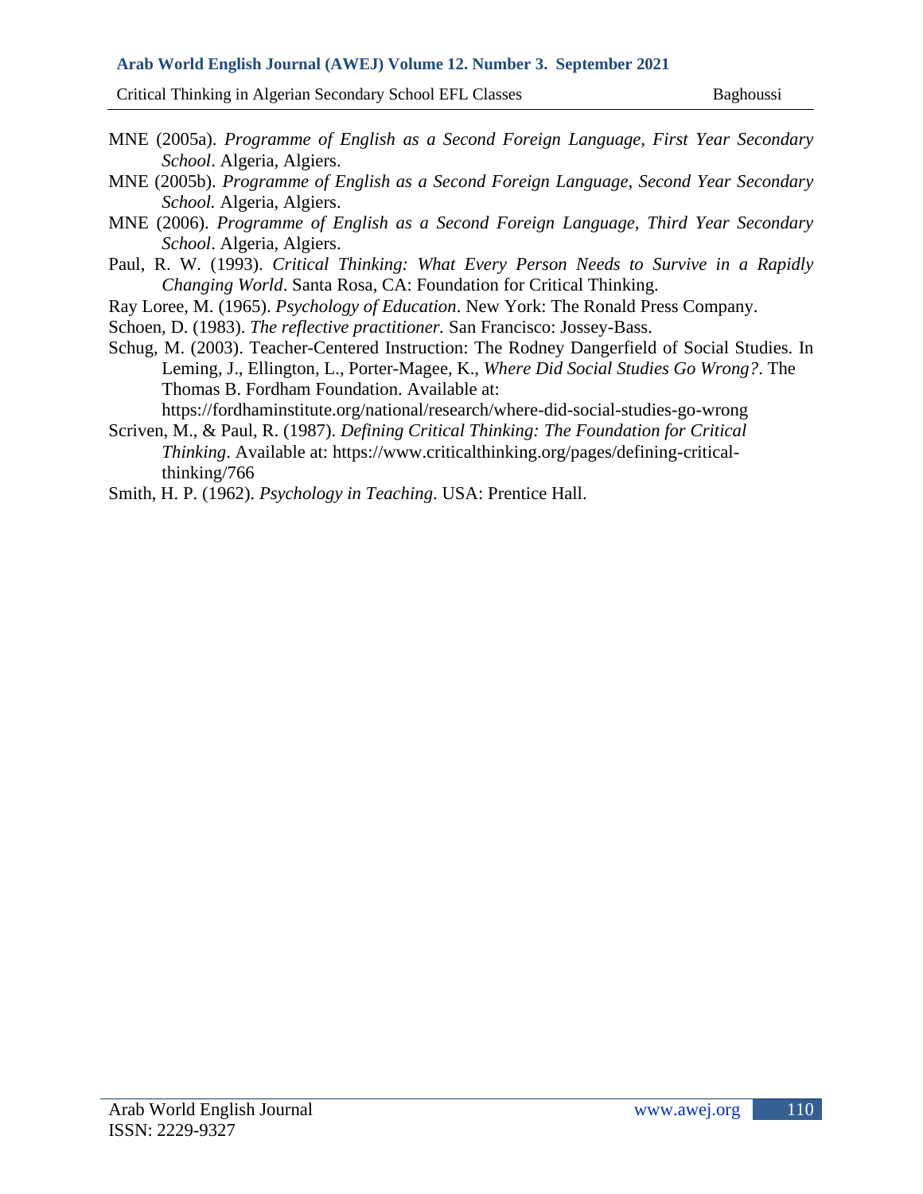MNE (2005a). *Programme of English as a Second Foreign Language, First Year Secondary School*. Algeria, Algiers.

MNE (2005b). *Programme of English as a Second Foreign Language, Second Year Secondary School.* Algeria, Algiers.

MNE (2006). *Programme of English as a Second Foreign Language, Third Year Secondary School*. Algeria, Algiers.

Paul, R. W. (1993). *Critical Thinking: What Every Person Needs to Survive in a Rapidly Changing World*. Santa Rosa, CA: Foundation for Critical Thinking.

Ray Loree, M. (1965). *Psychology of Education*. New York: The Ronald Press Company.

Schoen, D. (1983). *The reflective practitioner.* San Francisco: Jossey-Bass.

Schug, M. (2003). Teacher-Centered Instruction: The Rodney Dangerfield of Social Studies. In Leming, J., Ellington, L., Porter-Magee, K., *Where Did Social Studies Go Wrong?*. The Thomas B. Fordham Foundation. Available at: https://fordhaminstitute.org/national/research/where-did-social-studies-go-wrong

Scriven, M., & Paul, R. (1987). *Defining Critical Thinking: The Foundation for Critical Thinking*. Available at: https://www.criticalthinking.org/pages/defining-critical-thinking/766

Smith, H. P. (1962). *Psychology in Teaching*. USA: Prentice Hall.